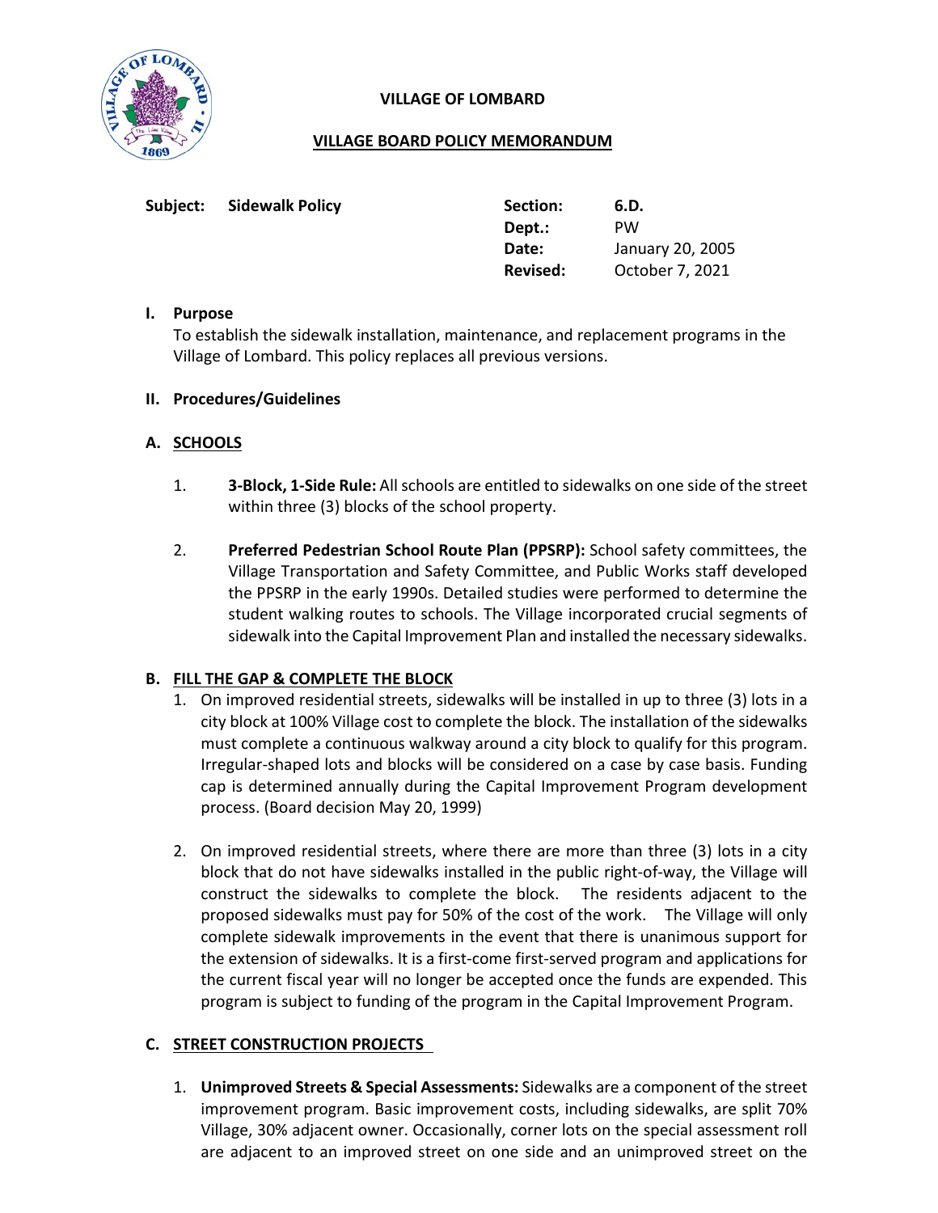**VILLAGE OF LOMBARD**

**VILLAGE BOARD POLICY MEMORANDUM**

| **Subject:** | **Sidewalk Policy** | **Section:** | **6.D.** |
|---|---|---|---|
| | | **Dept.:** | PW |
| | | **Date:** | January 20, 2005 |
| | | **Revised:** | October 7, 2021 |

## I. Purpose

To establish the sidewalk installation, maintenance, and replacement programs in the Village of Lombard. This policy replaces all previous versions.

## II. Procedures/Guidelines

### A. SCHOOLS

1. **3-Block, 1-Side Rule:** All schools are entitled to sidewalks on one side of the street within three (3) blocks of the school property.

2. **Preferred Pedestrian School Route Plan (PPSRP):** School safety committees, the Village Transportation and Safety Committee, and Public Works staff developed the PPSRP in the early 1990s. Detailed studies were performed to determine the student walking routes to schools. The Village incorporated crucial segments of sidewalk into the Capital Improvement Plan and installed the necessary sidewalks.

### B. FILL THE GAP & COMPLETE THE BLOCK

1. On improved residential streets, sidewalks will be installed in up to three (3) lots in a city block at 100% Village cost to complete the block. The installation of the sidewalks must complete a continuous walkway around a city block to qualify for this program. Irregular-shaped lots and blocks will be considered on a case by case basis. Funding cap is determined annually during the Capital Improvement Program development process. (Board decision May 20, 1999)

2. On improved residential streets, where there are more than three (3) lots in a city block that do not have sidewalks installed in the public right-of-way, the Village will construct the sidewalks to complete the block. The residents adjacent to the proposed sidewalks must pay for 50% of the cost of the work. The Village will only complete sidewalk improvements in the event that there is unanimous support for the extension of sidewalks. It is a first-come first-served program and applications for the current fiscal year will no longer be accepted once the funds are expended. This program is subject to funding of the program in the Capital Improvement Program.

### C. STREET CONSTRUCTION PROJECTS

1. **Unimproved Streets & Special Assessments:** Sidewalks are a component of the street improvement program. Basic improvement costs, including sidewalks, are split 70% Village, 30% adjacent owner. Occasionally, corner lots on the special assessment roll are adjacent to an improved street on one side and an unimproved street on the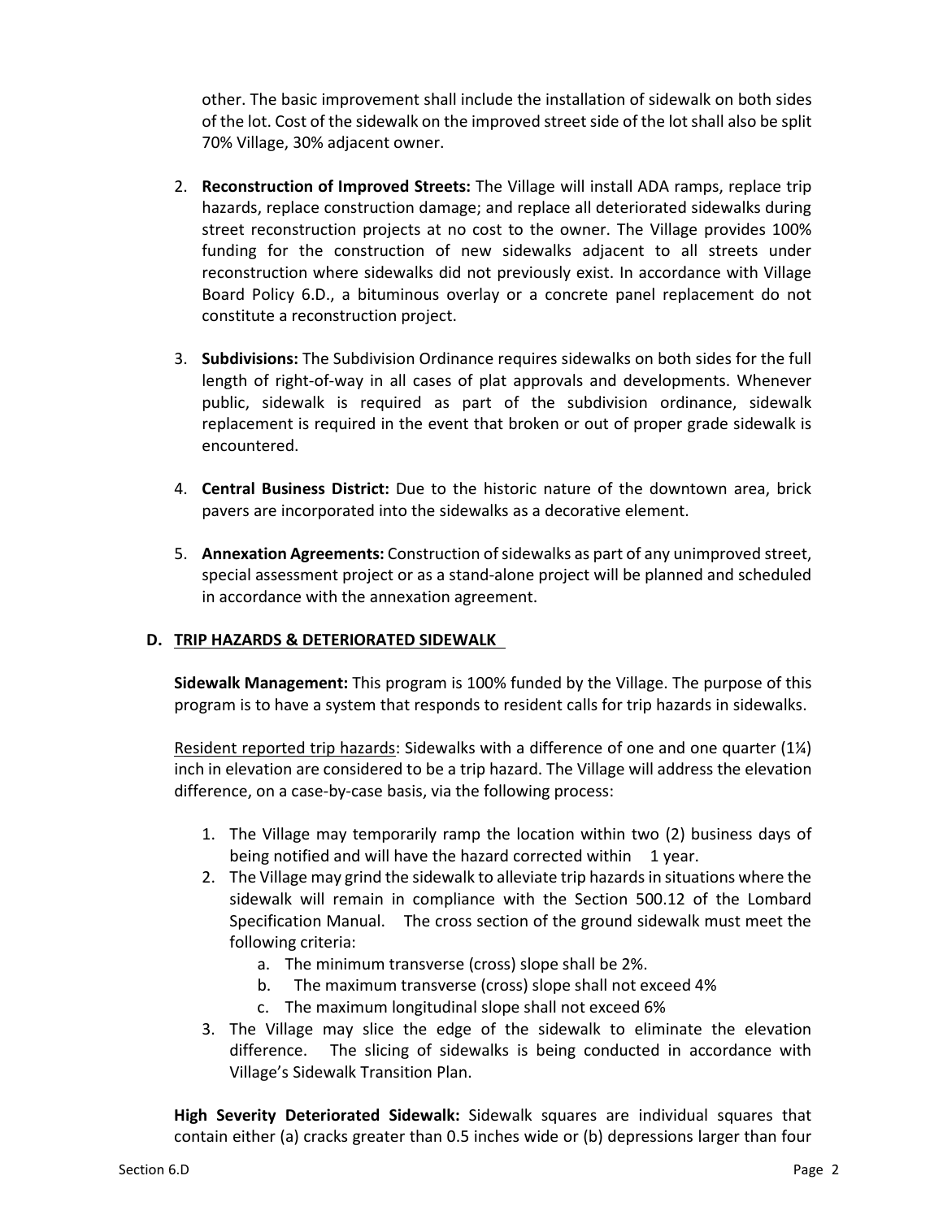other. The basic improvement shall include the installation of sidewalk on both sides of the lot. Cost of the sidewalk on the improved street side of the lot shall also be split 70% Village, 30% adjacent owner.

2. **Reconstruction of Improved Streets:** The Village will install ADA ramps, replace trip hazards, replace construction damage; and replace all deteriorated sidewalks during street reconstruction projects at no cost to the owner. The Village provides 100% funding for the construction of new sidewalks adjacent to all streets under reconstruction where sidewalks did not previously exist. In accordance with Village Board Policy 6.D., a bituminous overlay or a concrete panel replacement do not constitute a reconstruction project.

3. **Subdivisions:** The Subdivision Ordinance requires sidewalks on both sides for the full length of right-of-way in all cases of plat approvals and developments. Whenever public, sidewalk is required as part of the subdivision ordinance, sidewalk replacement is required in the event that broken or out of proper grade sidewalk is encountered.

4. **Central Business District:** Due to the historic nature of the downtown area, brick pavers are incorporated into the sidewalks as a decorative element.

5. **Annexation Agreements:** Construction of sidewalks as part of any unimproved street, special assessment project or as a stand-alone project will be planned and scheduled in accordance with the annexation agreement.

## D. TRIP HAZARDS & DETERIORATED SIDEWALK

**Sidewalk Management:** This program is 100% funded by the Village. The purpose of this program is to have a system that responds to resident calls for trip hazards in sidewalks.

Resident reported trip hazards: Sidewalks with a difference of one and one quarter (1¼) inch in elevation are considered to be a trip hazard. The Village will address the elevation difference, on a case-by-case basis, via the following process:

1. The Village may temporarily ramp the location within two (2) business days of being notified and will have the hazard corrected within 1 year.
2. The Village may grind the sidewalk to alleviate trip hazards in situations where the sidewalk will remain in compliance with the Section 500.12 of the Lombard Specification Manual. The cross section of the ground sidewalk must meet the following criteria:
   a. The minimum transverse (cross) slope shall be 2%.
   b. The maximum transverse (cross) slope shall not exceed 4%
   c. The maximum longitudinal slope shall not exceed 6%
3. The Village may slice the edge of the sidewalk to eliminate the elevation difference. The slicing of sidewalks is being conducted in accordance with Village's Sidewalk Transition Plan.

**High Severity Deteriorated Sidewalk:** Sidewalk squares are individual squares that contain either (a) cracks greater than 0.5 inches wide or (b) depressions larger than four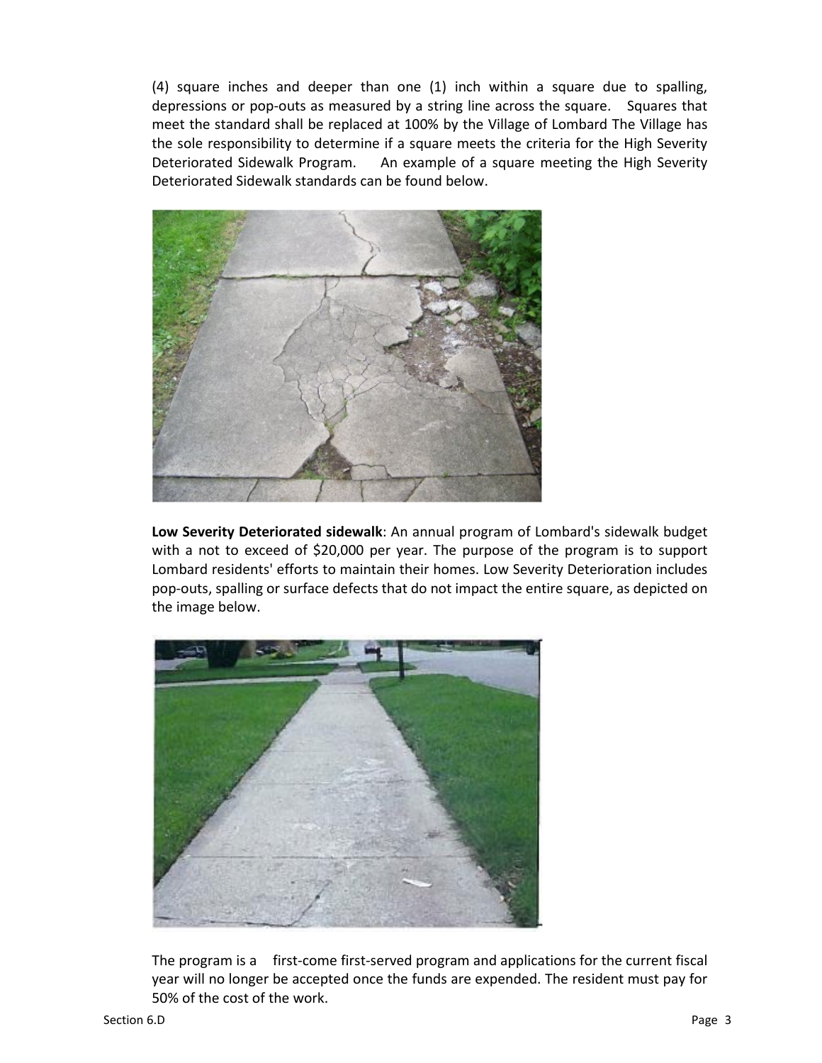(4) square inches and deeper than one (1) inch within a square due to spalling, depressions or pop-outs as measured by a string line across the square. Squares that meet the standard shall be replaced at 100% by the Village of Lombard The Village has the sole responsibility to determine if a square meets the criteria for the High Severity Deteriorated Sidewalk Program. An example of a square meeting the High Severity Deteriorated Sidewalk standards can be found below.

**Low Severity Deteriorated sidewalk**: An annual program of Lombard's sidewalk budget with a not to exceed of $20,000 per year. The purpose of the program is to support Lombard residents' efforts to maintain their homes. Low Severity Deterioration includes pop-outs, spalling or surface defects that do not impact the entire square, as depicted on the image below.

The program is a first-come first-served program and applications for the current fiscal year will no longer be accepted once the funds are expended. The resident must pay for 50% of the cost of the work.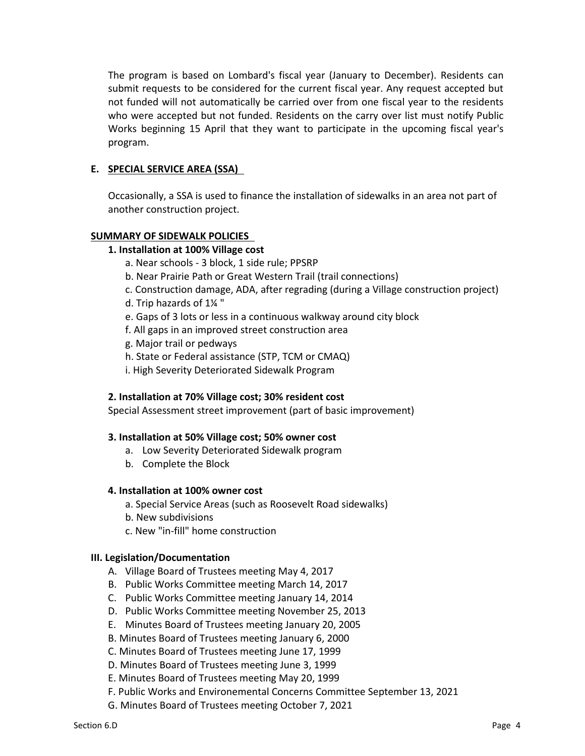The program is based on Lombard's fiscal year (January to December). Residents can submit requests to be considered for the current fiscal year. Any request accepted but not funded will not automatically be carried over from one fiscal year to the residents who were accepted but not funded. Residents on the carry over list must notify Public Works beginning 15 April that they want to participate in the upcoming fiscal year's program.

**E. SPECIAL SERVICE AREA (SSA)**

Occasionally, a SSA is used to finance the installation of sidewalks in an area not part of another construction project.

**SUMMARY OF SIDEWALK POLICIES**

**1. Installation at 100% Village cost**

- a. Near schools - 3 block, 1 side rule; PPSRP
- b. Near Prairie Path or Great Western Trail (trail connections)
- c. Construction damage, ADA, after regrading (during a Village construction project)
- d. Trip hazards of 1¼ "
- e. Gaps of 3 lots or less in a continuous walkway around city block
- f. All gaps in an improved street construction area
- g. Major trail or pedways
- h. State or Federal assistance (STP, TCM or CMAQ)
- i. High Severity Deteriorated Sidewalk Program

**2. Installation at 70% Village cost; 30% resident cost**

Special Assessment street improvement (part of basic improvement)

**3. Installation at 50% Village cost; 50% owner cost**

- a. Low Severity Deteriorated Sidewalk program
- b. Complete the Block

**4. Installation at 100% owner cost**

- a. Special Service Areas (such as Roosevelt Road sidewalks)
- b. New subdivisions
- c. New "in-fill" home construction

**III. Legislation/Documentation**

- A. Village Board of Trustees meeting May 4, 2017
- B. Public Works Committee meeting March 14, 2017
- C. Public Works Committee meeting January 14, 2014
- D. Public Works Committee meeting November 25, 2013
- E. Minutes Board of Trustees meeting January 20, 2005
- B. Minutes Board of Trustees meeting January 6, 2000
- C. Minutes Board of Trustees meeting June 17, 1999
- D. Minutes Board of Trustees meeting June 3, 1999
- E. Minutes Board of Trustees meeting May 20, 1999
- F. Public Works and Environemental Concerns Committee September 13, 2021
- G. Minutes Board of Trustees meeting October 7, 2021